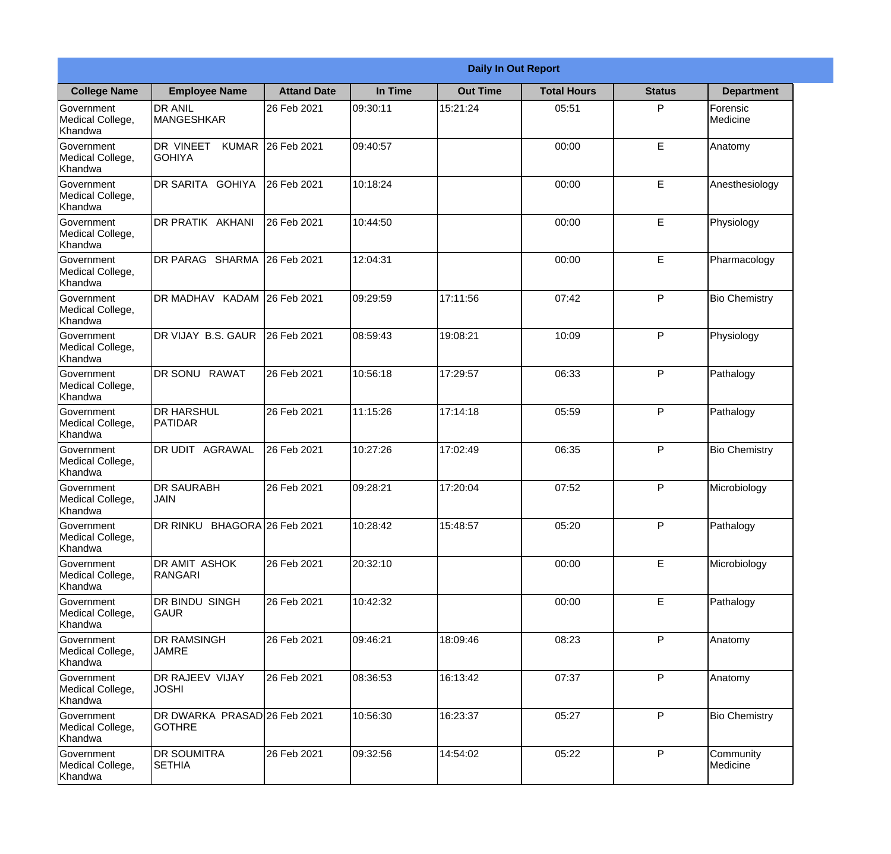| Daily In Out Report | | | | | | | |
|---|---|---|---|---|---|---|---|
| **College Name** | **Employee Name** | **Attand Date** | **In Time** | **Out Time** | **Total Hours** | **Status** | **Department** |
| Government Medical College, Khandwa | DR ANIL MANGESHKAR | 26 Feb 2021 | 09:30:11 | 15:21:24 | 05:51 | P | Forensic Medicine |
| Government Medical College, Khandwa | DR VINEET KUMAR GOHIYA | 26 Feb 2021 | 09:40:57 | | 00:00 | E | Anatomy |
| Government Medical College, Khandwa | DR SARITA GOHIYA | 26 Feb 2021 | 10:18:24 | | 00:00 | E | Anesthesiology |
| Government Medical College, Khandwa | DR PRATIK AKHANI | 26 Feb 2021 | 10:44:50 | | 00:00 | E | Physiology |
| Government Medical College, Khandwa | DR PARAG SHARMA | 26 Feb 2021 | 12:04:31 | | 00:00 | E | Pharmacology |
| Government Medical College, Khandwa | DR MADHAV KADAM | 26 Feb 2021 | 09:29:59 | 17:11:56 | 07:42 | P | Bio Chemistry |
| Government Medical College, Khandwa | DR VIJAY B.S. GAUR | 26 Feb 2021 | 08:59:43 | 19:08:21 | 10:09 | P | Physiology |
| Government Medical College, Khandwa | DR SONU RAWAT | 26 Feb 2021 | 10:56:18 | 17:29:57 | 06:33 | P | Pathalogy |
| Government Medical College, Khandwa | DR HARSHUL PATIDAR | 26 Feb 2021 | 11:15:26 | 17:14:18 | 05:59 | P | Pathalogy |
| Government Medical College, Khandwa | DR UDIT AGRAWAL | 26 Feb 2021 | 10:27:26 | 17:02:49 | 06:35 | P | Bio Chemistry |
| Government Medical College, Khandwa | DR SAURABH JAIN | 26 Feb 2021 | 09:28:21 | 17:20:04 | 07:52 | P | Microbiology |
| Government Medical College, Khandwa | DR RINKU BHAGORA | 26 Feb 2021 | 10:28:42 | 15:48:57 | 05:20 | P | Pathalogy |
| Government Medical College, Khandwa | DR AMIT ASHOK RANGARI | 26 Feb 2021 | 20:32:10 | | 00:00 | E | Microbiology |
| Government Medical College, Khandwa | DR BINDU SINGH GAUR | 26 Feb 2021 | 10:42:32 | | 00:00 | E | Pathalogy |
| Government Medical College, Khandwa | DR RAMSINGH JAMRE | 26 Feb 2021 | 09:46:21 | 18:09:46 | 08:23 | P | Anatomy |
| Government Medical College, Khandwa | DR RAJEEV VIJAY JOSHI | 26 Feb 2021 | 08:36:53 | 16:13:42 | 07:37 | P | Anatomy |
| Government Medical College, Khandwa | DR DWARKA PRASAD GOTHRE | 26 Feb 2021 | 10:56:30 | 16:23:37 | 05:27 | P | Bio Chemistry |
| Government Medical College, Khandwa | DR SOUMITRA SETHIA | 26 Feb 2021 | 09:32:56 | 14:54:02 | 05:22 | P | Community Medicine |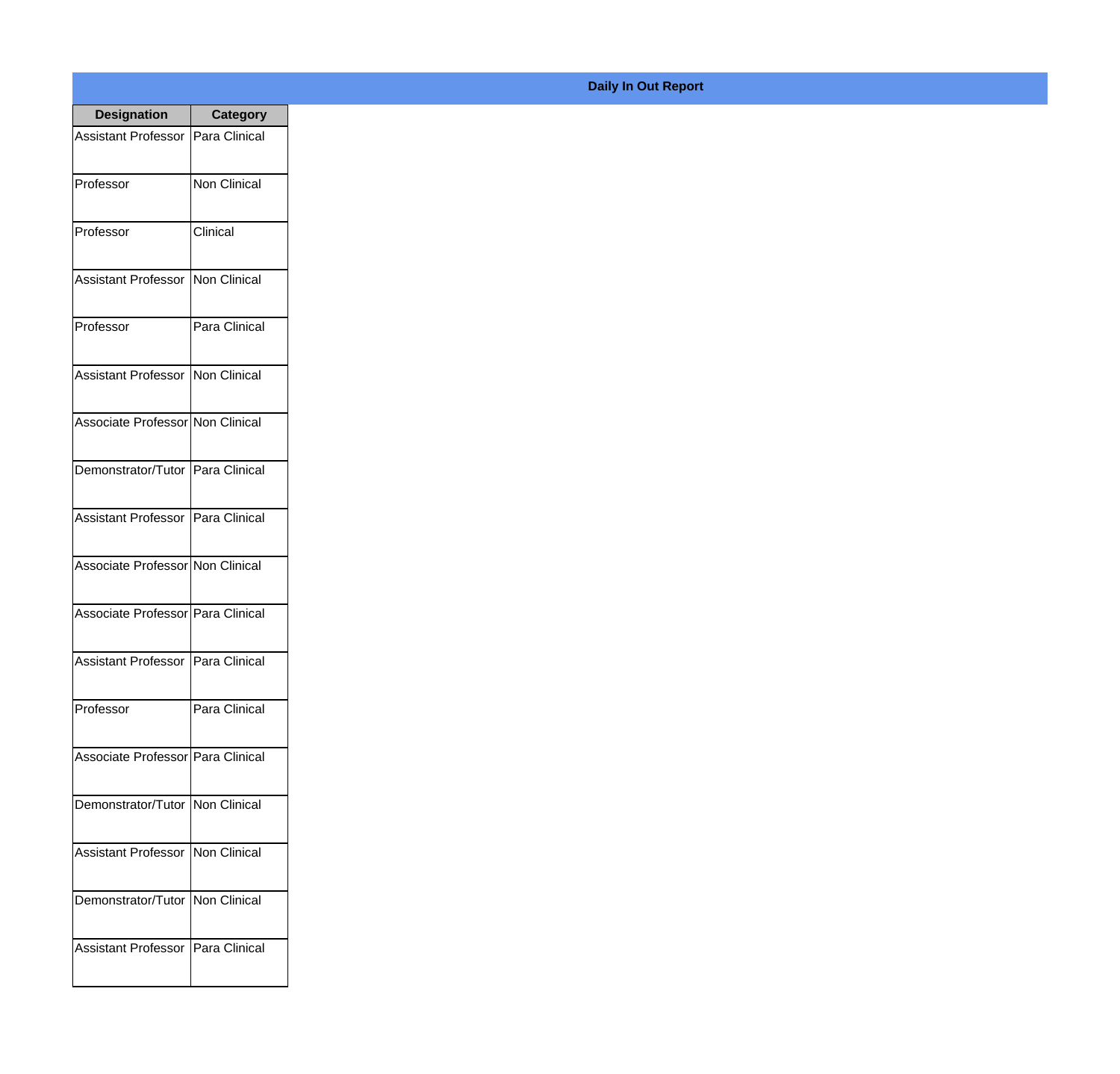**Daily In Out Report**

| Designation | Category |
| --- | --- |
| Assistant Professor | Para Clinical |
| Professor | Non Clinical |
| Professor | Clinical |
| Assistant Professor | Non Clinical |
| Professor | Para Clinical |
| Assistant Professor | Non Clinical |
| Associate Professor | Non Clinical |
| Demonstrator/Tutor | Para Clinical |
| Assistant Professor | Para Clinical |
| Associate Professor | Non Clinical |
| Associate Professor | Para Clinical |
| Assistant Professor | Para Clinical |
| Professor | Para Clinical |
| Associate Professor | Para Clinical |
| Demonstrator/Tutor | Non Clinical |
| Assistant Professor | Non Clinical |
| Demonstrator/Tutor | Non Clinical |
| Assistant Professor | Para Clinical |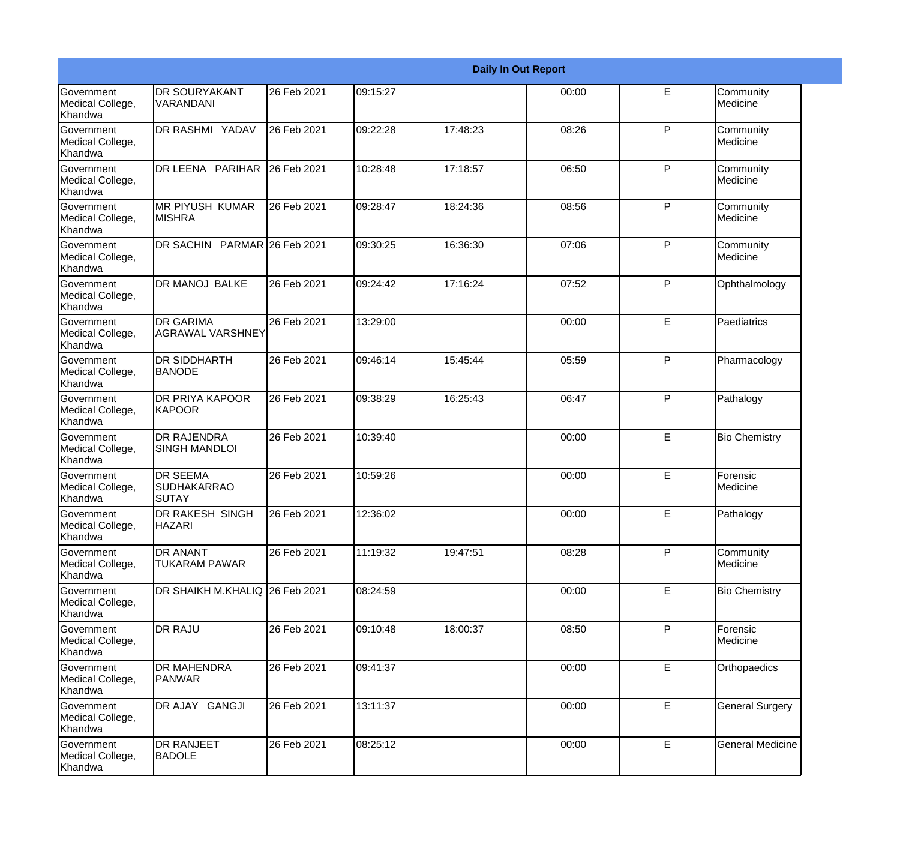| Daily In Out Report | | | | | | | |
|---|---|---|---|---|---|---|---|
| Government Medical College, Khandwa | DR SOURYAKANT VARANDANI | 26 Feb 2021 | 09:15:27 | | 00:00 | E | Community Medicine |
| Government Medical College, Khandwa | DR RASHMI YADAV | 26 Feb 2021 | 09:22:28 | 17:48:23 | 08:26 | P | Community Medicine |
| Government Medical College, Khandwa | DR LEENA PARIHAR | 26 Feb 2021 | 10:28:48 | 17:18:57 | 06:50 | P | Community Medicine |
| Government Medical College, Khandwa | MR PIYUSH KUMAR MISHRA | 26 Feb 2021 | 09:28:47 | 18:24:36 | 08:56 | P | Community Medicine |
| Government Medical College, Khandwa | DR SACHIN PARMAR | 26 Feb 2021 | 09:30:25 | 16:36:30 | 07:06 | P | Community Medicine |
| Government Medical College, Khandwa | DR MANOJ BALKE | 26 Feb 2021 | 09:24:42 | 17:16:24 | 07:52 | P | Ophthalmology |
| Government Medical College, Khandwa | DR GARIMA AGRAWAL VARSHNEY | 26 Feb 2021 | 13:29:00 | | 00:00 | E | Paediatrics |
| Government Medical College, Khandwa | DR SIDDHARTH BANODE | 26 Feb 2021 | 09:46:14 | 15:45:44 | 05:59 | P | Pharmacology |
| Government Medical College, Khandwa | DR PRIYA KAPOOR KAPOOR | 26 Feb 2021 | 09:38:29 | 16:25:43 | 06:47 | P | Pathalogy |
| Government Medical College, Khandwa | DR RAJENDRA SINGH MANDLOI | 26 Feb 2021 | 10:39:40 | | 00:00 | E | Bio Chemistry |
| Government Medical College, Khandwa | DR SEEMA SUDHAKARRAO SUTAY | 26 Feb 2021 | 10:59:26 | | 00:00 | E | Forensic Medicine |
| Government Medical College, Khandwa | DR RAKESH SINGH HAZARI | 26 Feb 2021 | 12:36:02 | | 00:00 | E | Pathalogy |
| Government Medical College, Khandwa | DR ANANT TUKARAM PAWAR | 26 Feb 2021 | 11:19:32 | 19:47:51 | 08:28 | P | Community Medicine |
| Government Medical College, Khandwa | DR SHAIKH M.KHALIQ | 26 Feb 2021 | 08:24:59 | | 00:00 | E | Bio Chemistry |
| Government Medical College, Khandwa | DR RAJU | 26 Feb 2021 | 09:10:48 | 18:00:37 | 08:50 | P | Forensic Medicine |
| Government Medical College, Khandwa | DR MAHENDRA PANWAR | 26 Feb 2021 | 09:41:37 | | 00:00 | E | Orthopaedics |
| Government Medical College, Khandwa | DR AJAY GANGJI | 26 Feb 2021 | 13:11:37 | | 00:00 | E | General Surgery |
| Government Medical College, Khandwa | DR RANJEET BADOLE | 26 Feb 2021 | 08:25:12 | | 00:00 | E | General Medicine |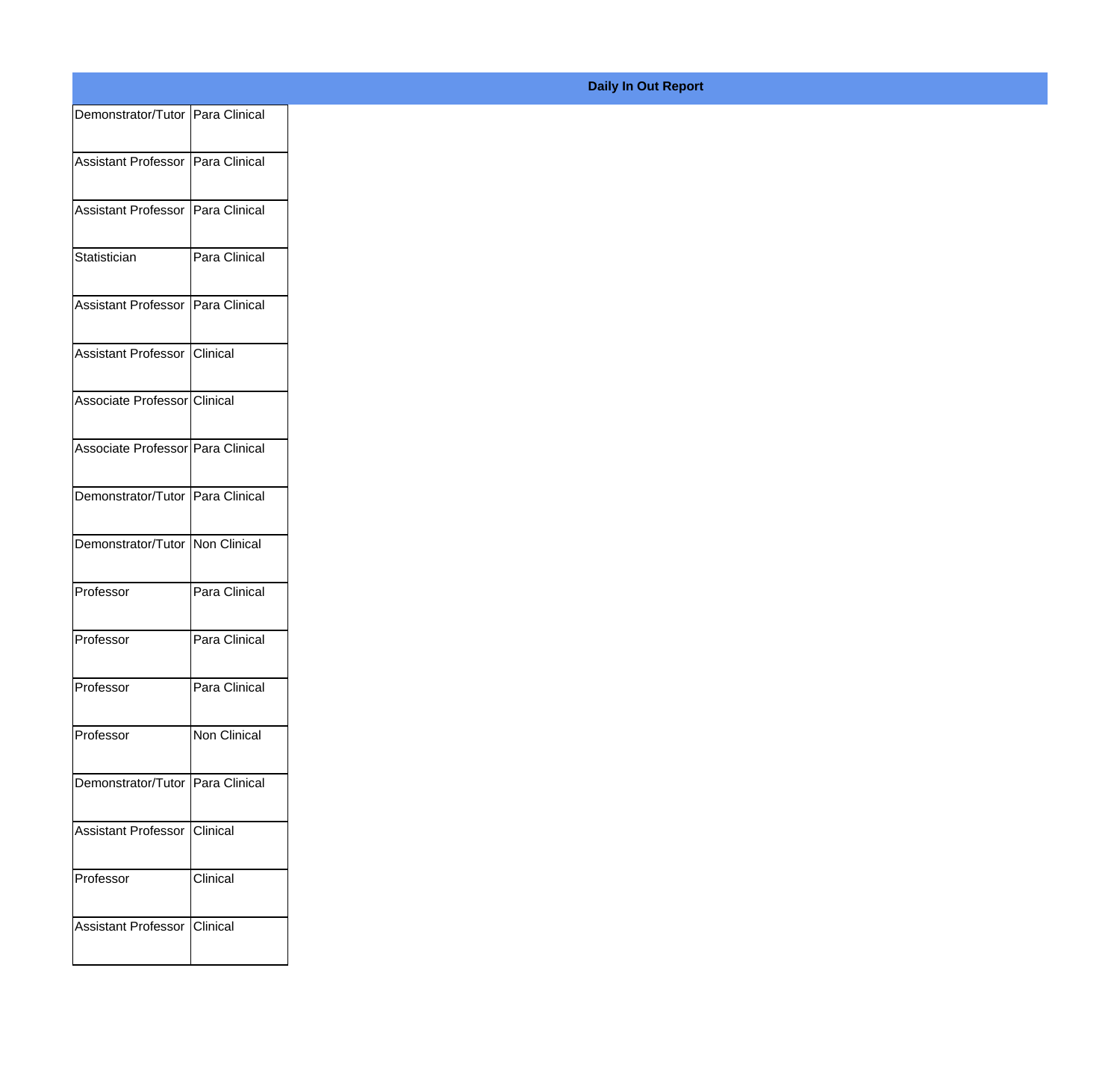**Daily In Out Report**

| | |
|---|---|
| Demonstrator/Tutor | Para Clinical |
| Assistant Professor | Para Clinical |
| Assistant Professor | Para Clinical |
| Statistician | Para Clinical |
| Assistant Professor | Para Clinical |
| Assistant Professor | Clinical |
| Associate Professor | Clinical |
| Associate Professor | Para Clinical |
| Demonstrator/Tutor | Para Clinical |
| Demonstrator/Tutor | Non Clinical |
| Professor | Para Clinical |
| Professor | Para Clinical |
| Professor | Para Clinical |
| Professor | Non Clinical |
| Demonstrator/Tutor | Para Clinical |
| Assistant Professor | Clinical |
| Professor | Clinical |
| Assistant Professor | Clinical |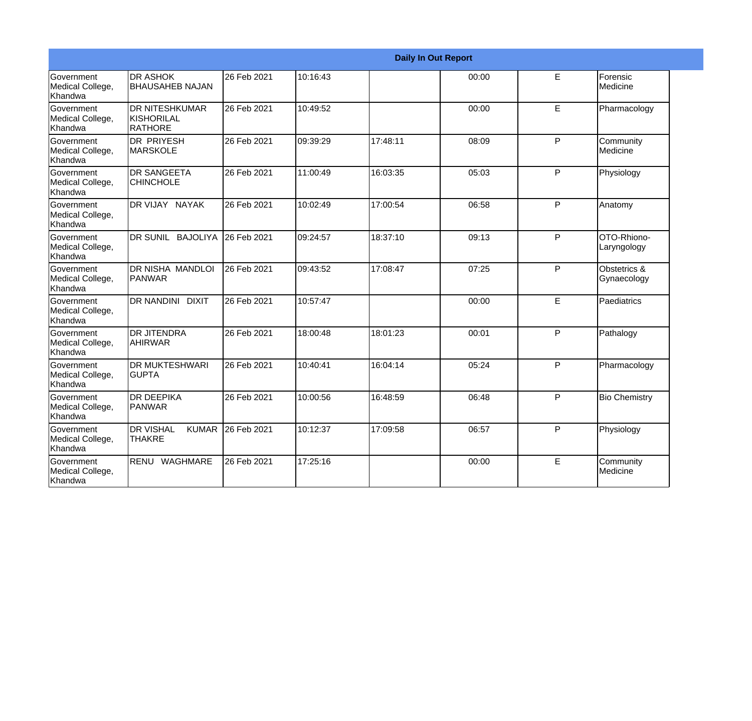| Daily In Out Report | | | | | | | |
|---|---|---|---|---|---|---|---|
| Government Medical College, Khandwa | DR ASHOK BHAUSAHEB NAJAN | 26 Feb 2021 | 10:16:43 | | 00:00 | E | Forensic Medicine |
| Government Medical College, Khandwa | DR NITESHKUMAR KISHORILAL RATHORE | 26 Feb 2021 | 10:49:52 | | 00:00 | E | Pharmacology |
| Government Medical College, Khandwa | DR PRIYESH MARSKOLE | 26 Feb 2021 | 09:39:29 | 17:48:11 | 08:09 | P | Community Medicine |
| Government Medical College, Khandwa | DR SANGEETA CHINCHOLE | 26 Feb 2021 | 11:00:49 | 16:03:35 | 05:03 | P | Physiology |
| Government Medical College, Khandwa | DR VIJAY NAYAK | 26 Feb 2021 | 10:02:49 | 17:00:54 | 06:58 | P | Anatomy |
| Government Medical College, Khandwa | DR SUNIL BAJOLIYA | 26 Feb 2021 | 09:24:57 | 18:37:10 | 09:13 | P | OTO-Rhiono-Laryngology |
| Government Medical College, Khandwa | DR NISHA MANDLOI PANWAR | 26 Feb 2021 | 09:43:52 | 17:08:47 | 07:25 | P | Obstetrics & Gynaecology |
| Government Medical College, Khandwa | DR NANDINI DIXIT | 26 Feb 2021 | 10:57:47 | | 00:00 | E | Paediatrics |
| Government Medical College, Khandwa | DR JITENDRA AHIRWAR | 26 Feb 2021 | 18:00:48 | 18:01:23 | 00:01 | P | Pathalogy |
| Government Medical College, Khandwa | DR MUKTESHWARI GUPTA | 26 Feb 2021 | 10:40:41 | 16:04:14 | 05:24 | P | Pharmacology |
| Government Medical College, Khandwa | DR DEEPIKA PANWAR | 26 Feb 2021 | 10:00:56 | 16:48:59 | 06:48 | P | Bio Chemistry |
| Government Medical College, Khandwa | DR VISHAL KUMAR THAKRE | 26 Feb 2021 | 10:12:37 | 17:09:58 | 06:57 | P | Physiology |
| Government Medical College, Khandwa | RENU WAGHMARE | 26 Feb 2021 | 17:25:16 | | 00:00 | E | Community Medicine |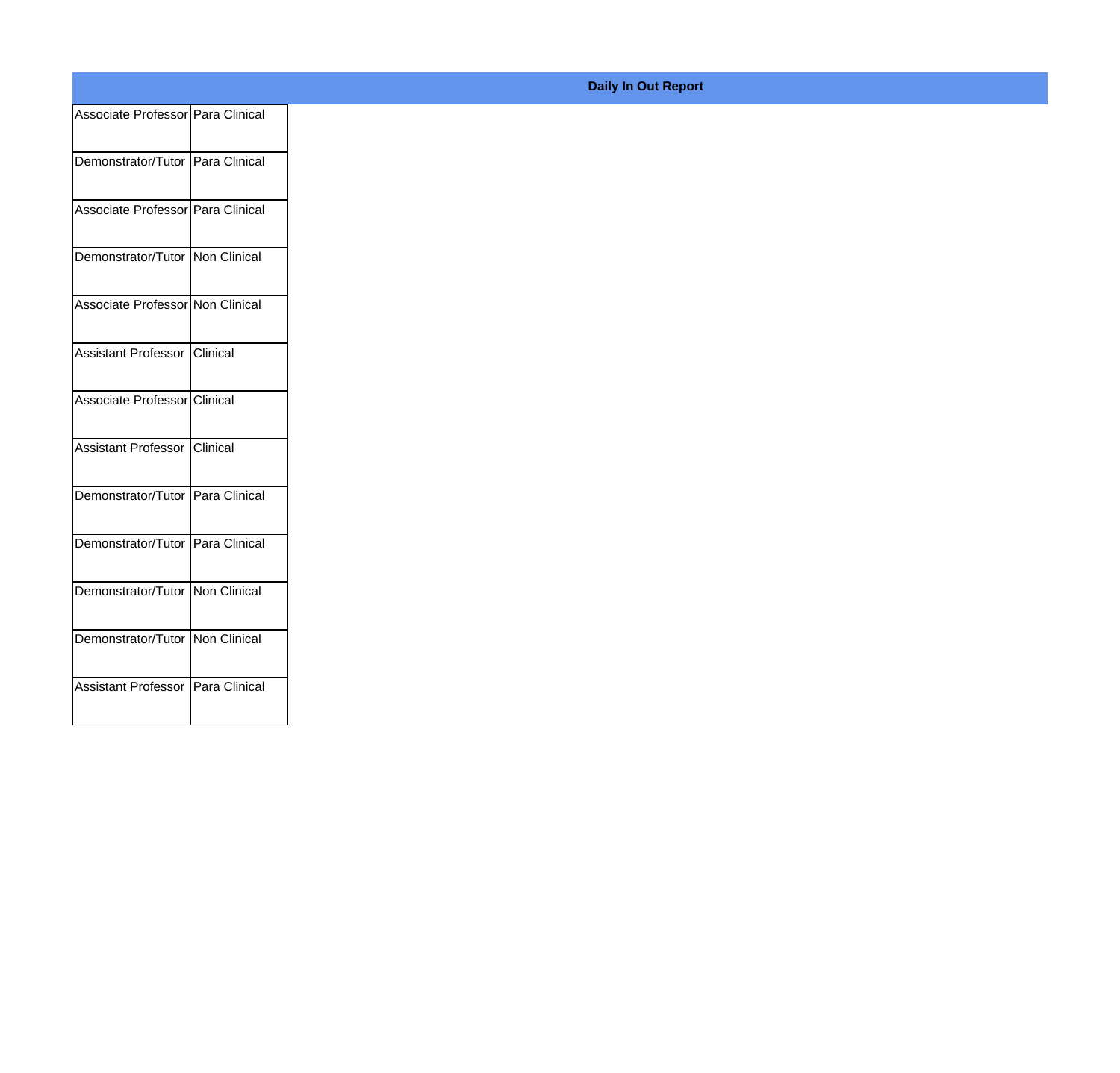**Daily In Out Report**

| | |
|---|---|
| Associate Professor | Para Clinical |
| Demonstrator/Tutor | Para Clinical |
| Associate Professor | Para Clinical |
| Demonstrator/Tutor | Non Clinical |
| Associate Professor | Non Clinical |
| Assistant Professor | Clinical |
| Associate Professor | Clinical |
| Assistant Professor | Clinical |
| Demonstrator/Tutor | Para Clinical |
| Demonstrator/Tutor | Para Clinical |
| Demonstrator/Tutor | Non Clinical |
| Demonstrator/Tutor | Non Clinical |
| Assistant Professor | Para Clinical |